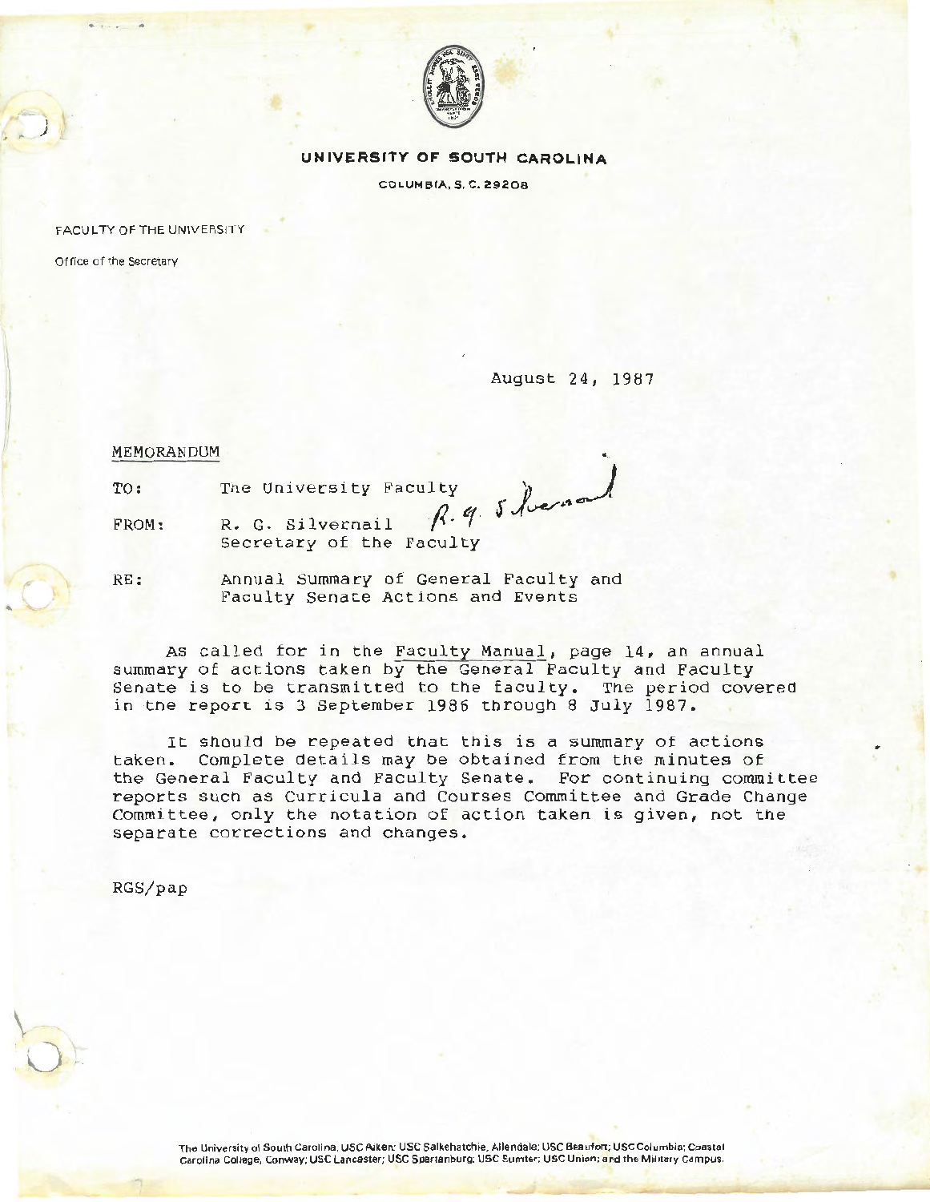**UNIVERSITY OF SOUTH CAROLINA**

COLUMBIA, S. C. 29208

FACULTY OF THE UNIVERSITY

Office of the Secretary

August 24, 1987

MEMORANDUM

TO: The University Faculty

FROM: R. G. Silvernail
Secretary of the Faculty

RE: Annual Summary of General Faculty and Faculty Senate Actions and Events

As called for in the Faculty Manual, page 14, an annual summary of actions taken by the General Faculty and Faculty Senate is to be transmitted to the faculty. The period covered in the report is 3 September 1986 through 8 July 1987.

It should be repeated that this is a summary of actions taken. Complete details may be obtained from the minutes of the General Faculty and Faculty Senate. For continuing committee reports such as Curricula and Courses Committee and Grade Change Committee, only the notation of action taken is given, not the separate corrections and changes.

RGS/pap

The University of South Carolina, USC Aiken; USC Salkehatchie, Allendale; USC Beaufort; USC Columbia; Coastal Carolina College, Conway; USC Lancaster; USC Spartanburg; USC Sumter; USC Union; and the Military Campus.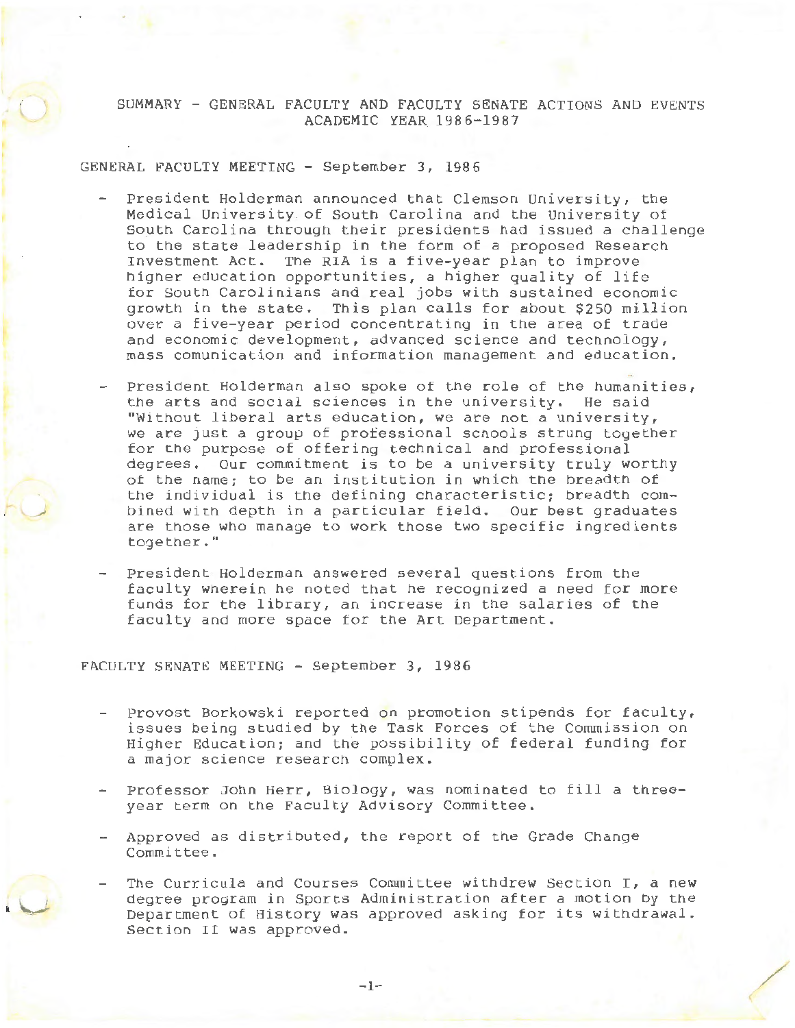# SUMMARY - GENERAL FACULTY AND FACULTY SENATE ACTIONS AND EVENTS ACADEMIC YEAR 1986-1987

## GENERAL FACULTY MEETING - September 3, 1986

- President Holderman announced that Clemson University, the Medical University of South Carolina and the University of South Carolina through their presidents had issued a challenge to the state leadership in the form of a proposed Research Investment Act. The RIA is a five-year plan to improve higher education opportunities, a higher quality of life for South Carolinians and real jobs with sustained economic growth in the state. This plan calls for about $250 million over a five-year period concentrating in the area of trade and economic development, advanced science and technology, mass comunication and information management and education.

- President Holderman also spoke of the role of the humanities, the arts and social sciences in the university. He said "Without liberal arts education, we are not a university, we are just a group of professional schools strung together for the purpose of offering technical and professional degrees. Our commitment is to be a university truly worthy of the name; to be an institution in which the breadth of the individual is the defining characteristic; breadth combined with depth in a particular field. Our best graduates are those who manage to work those two specific ingredients together."

- President Holderman answered several questions from the faculty wherein he noted that he recognized a need for more funds for the library, an increase in the salaries of the faculty and more space for the Art Department.

## FACULTY SENATE MEETING - September 3, 1986

- Provost Borkowski reported on promotion stipends for faculty, issues being studied by the Task Forces of the Commission on Higher Education; and the possibility of federal funding for a major science research complex.

- Professor John Herr, Biology, was nominated to fill a three-year term on the Faculty Advisory Committee.

- Approved as distributed, the report of the Grade Change Committee.

- The Curricula and Courses Committee withdrew Section I, a new degree program in Sports Administration after a motion by the Department of History was approved asking for its withdrawal. Section II was approved.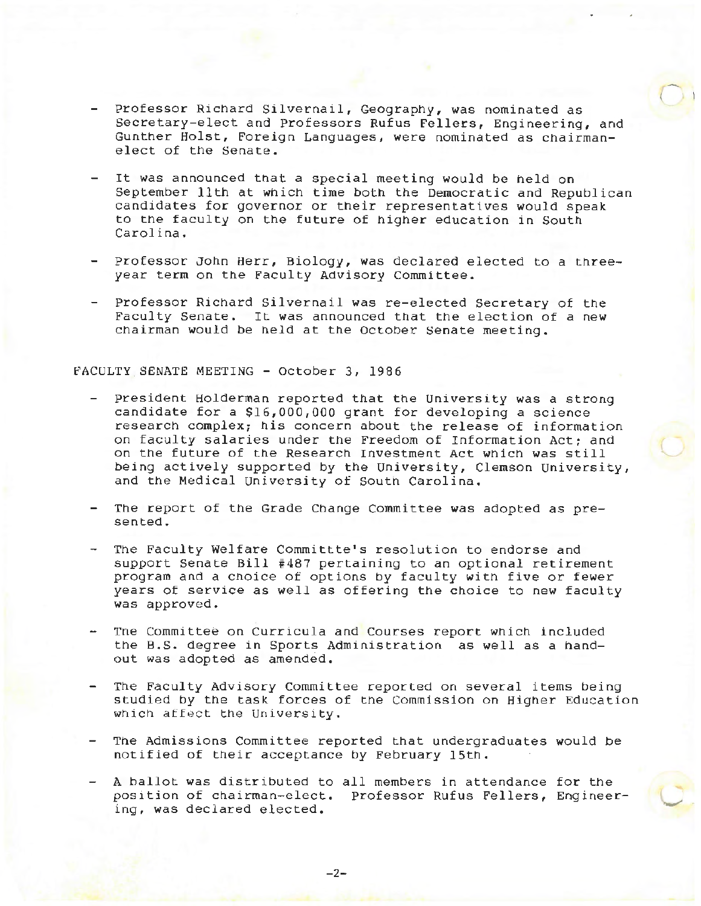- Professor Richard Silvernail, Geography, was nominated as Secretary-elect and Professors Rufus Fellers, Engineering, and Gunther Holst, Foreign Languages, were nominated as chairman-elect of the Senate.

- It was announced that a special meeting would be held on September 11th at which time both the Democratic and Republican candidates for governor or their representatives would speak to the faculty on the future of higher education in South Carolina.

- Professor John Herr, Biology, was declared elected to a three-year term on the Faculty Advisory Committee.

- Professor Richard Silvernail was re-elected Secretary of the Faculty Senate. It was announced that the election of a new chairman would be held at the October Senate meeting.

FACULTY SENATE MEETING - October 3, 1986

- President Holderman reported that the University was a strong candidate for a $16,000,000 grant for developing a science research complex; his concern about the release of information on faculty salaries under the Freedom of Information Act; and on the future of the Research Investment Act which was still being actively supported by the University, Clemson University, and the Medical University of South Carolina.

- The report of the Grade Change Committee was adopted as presented.

- The Faculty Welfare Committte's resolution to endorse and support Senate Bill #487 pertaining to an optional retirement program and a choice of options by faculty with five or fewer years of service as well as offering the choice to new faculty was approved.

- The Committee on Curricula and Courses report which included the B.S. degree in Sports Administration as well as a handout was adopted as amended.

- The Faculty Advisory Committee reported on several items being studied by the task forces of the Commission on Higher Education which affect the University.

- The Admissions Committee reported that undergraduates would be notified of their acceptance by February 15th.

- A ballot was distributed to all members in attendance for the position of chairman-elect. Professor Rufus Fellers, Engineering, was declared elected.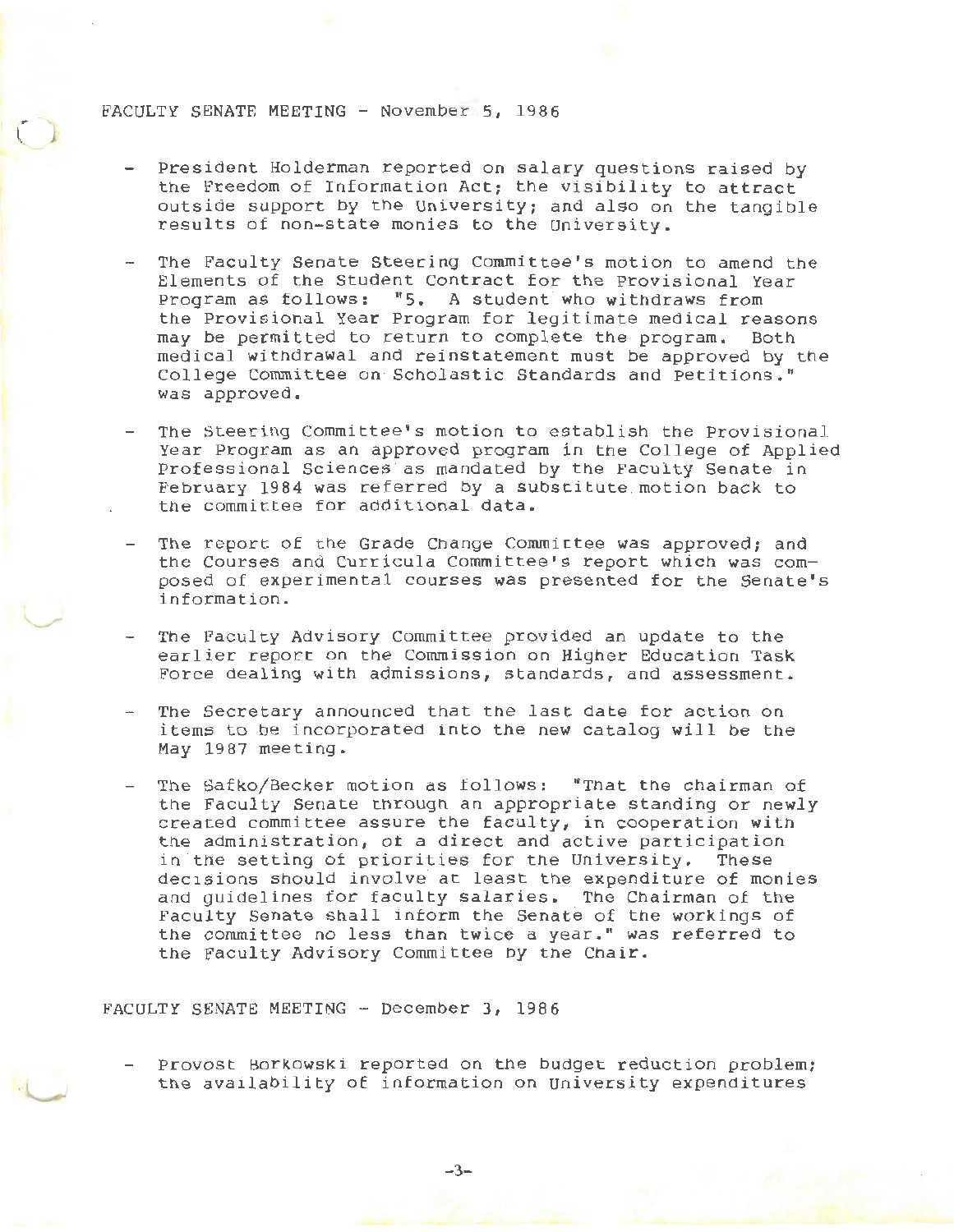FACULTY SENATE MEETING - November 5, 1986

- President Holderman reported on salary questions raised by the Freedom of Information Act; the visibility to attract outside support by the University; and also on the tangible results of non-state monies to the University.

- The Faculty Senate Steering Committee's motion to amend the Elements of the Student Contract for the Provisional Year Program as follows: "5. A student who withdraws from the Provisional Year Program for legitimate medical reasons may be permitted to return to complete the program. Both medical withdrawal and reinstatement must be approved by the College Committee on Scholastic Standards and Petitions." was approved.

- The Steering Committee's motion to establish the Provisional Year Program as an approved program in the College of Applied Professional Sciences as mandated by the Faculty Senate in February 1984 was referred by a substitute motion back to the committee for additional data.

- The report of the Grade Change Committee was approved; and the Courses and Curricula Committee's report which was composed of experimental courses was presented for the Senate's information.

- The Faculty Advisory Committee provided an update to the earlier report on the Commission on Higher Education Task Force dealing with admissions, standards, and assessment.

- The Secretary announced that the last date for action on items to be incorporated into the new catalog will be the May 1987 meeting.

- The Safko/Becker motion as follows: "That the chairman of the Faculty Senate through an appropriate standing or newly created committee assure the faculty, in cooperation with the administration, of a direct and active participation in the setting of priorities for the University. These decisions should involve at least the expenditure of monies and guidelines for faculty salaries. The Chairman of the Faculty Senate shall inform the Senate of the workings of the committee no less than twice a year." was referred to the Faculty Advisory Committee by the Chair.

FACULTY SENATE MEETING - December 3, 1986

- Provost Borkowski reported on the budget reduction problem; the availability of information on University expenditures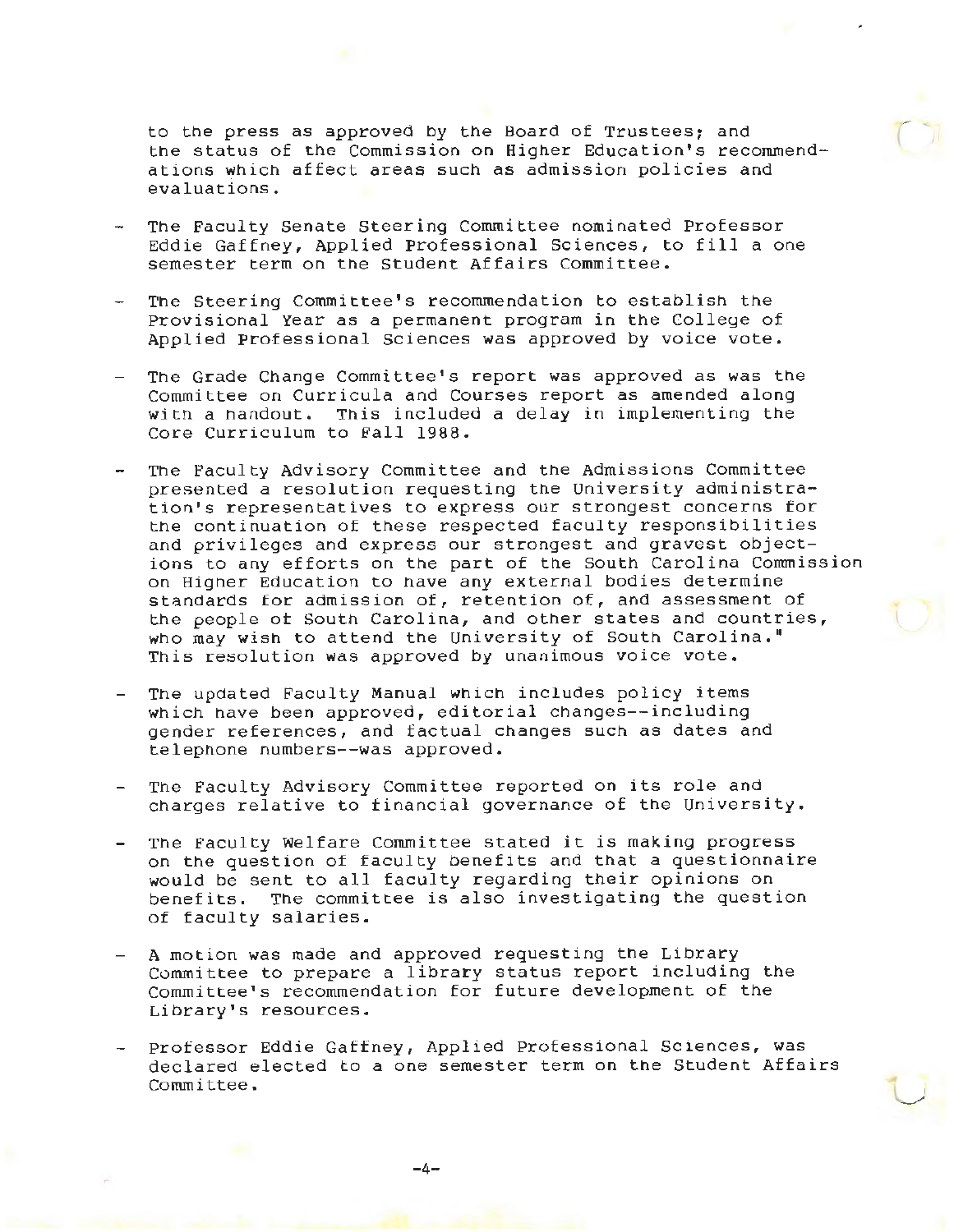to the press as approved by the Board of Trustees; and the status of the Commission on Higher Education's recommendations which affect areas such as admission policies and evaluations.

- The Faculty Senate Steering Committee nominated Professor Eddie Gaffney, Applied Professional Sciences, to fill a one semester term on the Student Affairs Committee.

- The Steering Committee's recommendation to establish the Provisional Year as a permanent program in the College of Applied Professional Sciences was approved by voice vote.

- The Grade Change Committee's report was approved as was the Committee on Curricula and Courses report as amended along with a handout. This included a delay in implementing the Core Curriculum to Fall 1988.

- The Faculty Advisory Committee and the Admissions Committee presented a resolution requesting the University administration's representatives to express our strongest concerns for the continuation of these respected faculty responsibilities and privileges and express our strongest and gravest objections to any efforts on the part of the South Carolina Commission on Higher Education to have any external bodies determine standards for admission of, retention of, and assessment of the people of South Carolina, and other states and countries, who may wish to attend the University of South Carolina." This resolution was approved by unanimous voice vote.

- The updated Faculty Manual which includes policy items which have been approved, editorial changes--including gender references, and factual changes such as dates and telephone numbers--was approved.

- The Faculty Advisory Committee reported on its role and charges relative to financial governance of the University.

- The Faculty Welfare Committee stated it is making progress on the question of faculty benefits and that a questionnaire would be sent to all faculty regarding their opinions on benefits. The committee is also investigating the question of faculty salaries.

- A motion was made and approved requesting the Library Committee to prepare a library status report including the Committee's recommendation for future development of the Library's resources.

- Professor Eddie Gaffney, Applied Professional Sciences, was declared elected to a one semester term on the Student Affairs Committee.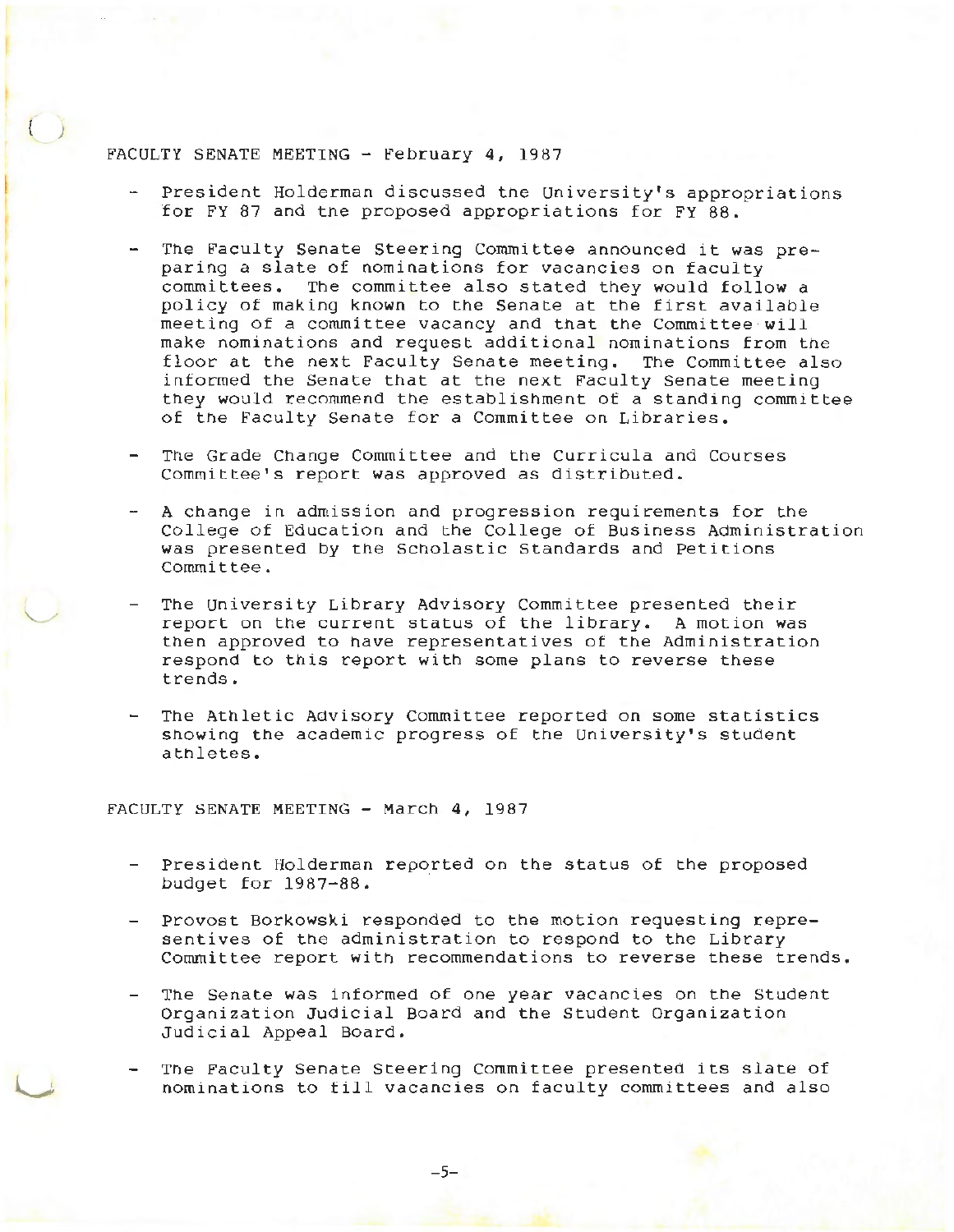FACULTY SENATE MEETING - February 4, 1987

- President Holderman discussed the University's appropriations for FY 87 and the proposed appropriations for FY 88.

- The Faculty Senate Steering Committee announced it was preparing a slate of nominations for vacancies on faculty committees. The committee also stated they would follow a policy of making known to the Senate at the first available meeting of a committee vacancy and that the Committee will make nominations and request additional nominations from the floor at the next Faculty Senate meeting. The Committee also informed the Senate that at the next Faculty Senate meeting they would recommend the establishment of a standing committee of the Faculty Senate for a Committee on Libraries.

- The Grade Change Committee and the Curricula and Courses Committee's report was approved as distributed.

- A change in admission and progression requirements for the College of Education and the College of Business Administration was presented by the Scholastic Standards and Petitions Committee.

- The University Library Advisory Committee presented their report on the current status of the library. A motion was then approved to have representatives of the Administration respond to this report with some plans to reverse these trends.

- The Athletic Advisory Committee reported on some statistics showing the academic progress of the University's student athletes.

FACULTY SENATE MEETING - March 4, 1987

- President Holderman reported on the status of the proposed budget for 1987-88.

- Provost Borkowski responded to the motion requesting represen­tives of the administration to respond to the Library Committee report with recommendations to reverse these trends.

- The Senate was informed of one year vacancies on the Student Organization Judicial Board and the Student Organization Judicial Appeal Board.

- The Faculty Senate Steering Committee presented its slate of nominations to fill vacancies on faculty committees and also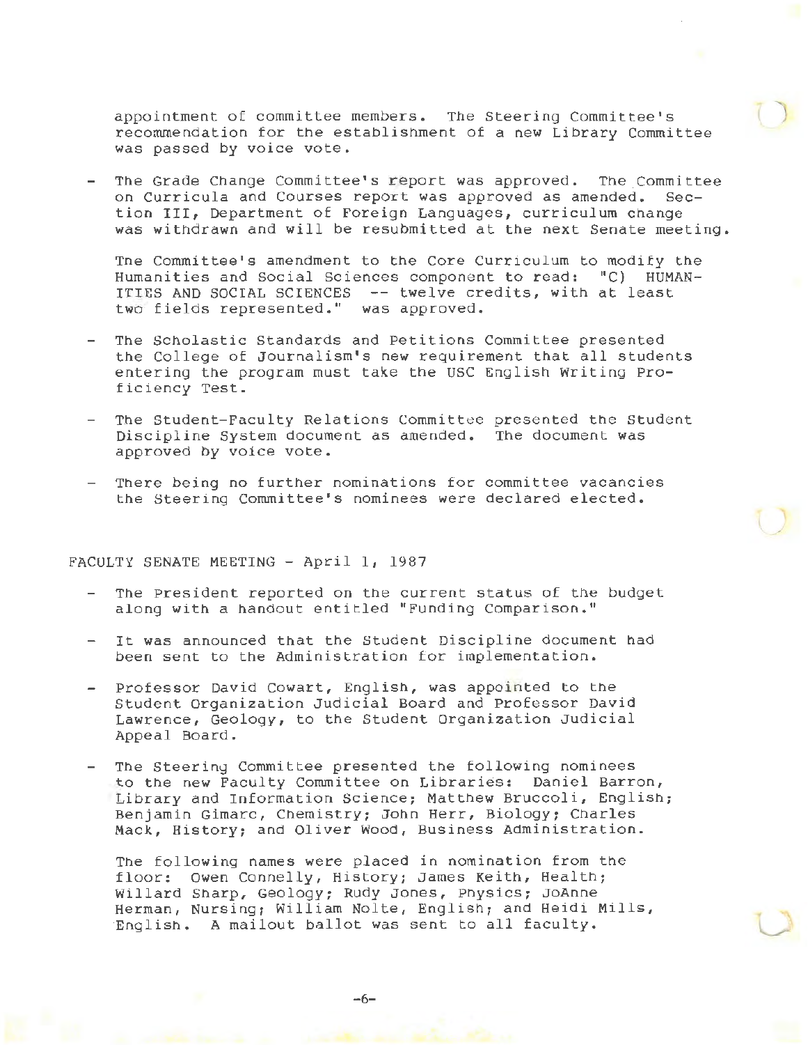appointment of committee members. The Steering Committee's recommendation for the establishment of a new Library Committee was passed by voice vote.

- The Grade Change Committee's report was approved. The Committee on Curricula and Courses report was approved as amended. Section III, Department of Foreign Languages, curriculum change was withdrawn and will be resubmitted at the next Senate meeting.

  The Committee's amendment to the Core Curriculum to modify the Humanities and Social Sciences component to read: "C) HUMANITIES AND SOCIAL SCIENCES -- twelve credits, with at least two fields represented." was approved.

- The Scholastic Standards and Petitions Committee presented the College of Journalism's new requirement that all students entering the program must take the USC English Writing Proficiency Test.

- The Student-Faculty Relations Committee presented the Student Discipline System document as amended. The document was approved by voice vote.

- There being no further nominations for committee vacancies the Steering Committee's nominees were declared elected.

FACULTY SENATE MEETING - April 1, 1987

- The President reported on the current status of the budget along with a handout entitled "Funding Comparison."

- It was announced that the Student Discipline document had been sent to the Administration for implementation.

- Professor David Cowart, English, was appointed to the Student Organization Judicial Board and Professor David Lawrence, Geology, to the Student Organization Judicial Appeal Board.

- The Steering Committee presented the following nominees to the new Faculty Committee on Libraries: Daniel Barron, Library and Information Science; Matthew Bruccoli, English; Benjamin Gimarc, Chemistry; John Herr, Biology; Charles Mack, History; and Oliver Wood, Business Administration.

  The following names were placed in nomination from the floor: Owen Connelly, History; James Keith, Health; Willard Sharp, Geology; Rudy Jones, Physics; JoAnne Herman, Nursing; William Nolte, English; and Heidi Mills, English. A mailout ballot was sent to all faculty.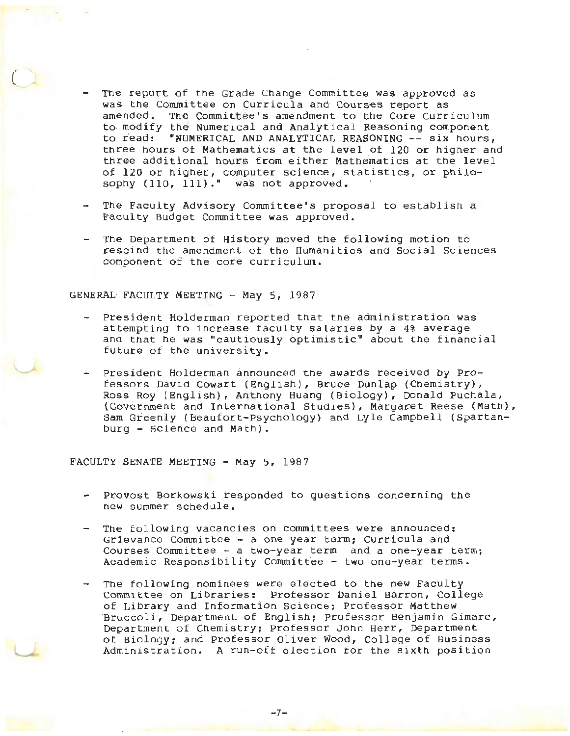- The report of the Grade Change Committee was approved as was the Committee on Curricula and Courses report as amended. The Committee's amendment to the Core Curriculum to modify the Numerical and Analytical Reasoning component to read: "NUMERICAL AND ANALYTICAL REASONING -- six hours, three hours of Mathematics at the level of 120 or higher and three additional hours from either Mathematics at the level of 120 or higher, computer science, statistics, or philosophy (110, 111)." was not approved.

- The Faculty Advisory Committee's proposal to establish a Faculty Budget Committee was approved.

- The Department of History moved the following motion to rescind the amendment of the Humanities and Social Sciences component of the core curriculum.

GENERAL FACULTY MEETING - May 5, 1987

- President Holderman reported that the administration was attempting to increase faculty salaries by a 4% average and that he was "cautiously optimistic" about the financial future of the university.

- President Holderman announced the awards received by Professors David Cowart (English), Bruce Dunlap (Chemistry), Ross Roy (English), Anthony Huang (Biology), Donald Puchala, (Government and International Studies), Margaret Reese (Math), Sam Greenly (Beaufort-Psychology) and Lyle Campbell (Spartanburg - Science and Math).

FACULTY SENATE MEETING - May 5, 1987

- Provost Borkowski responded to questions concerning the new summer schedule.

- The following vacancies on committees were announced: Grievance Committee - a one year term; Curricula and Courses Committee - a two-year term and a one-year term; Academic Responsibility Committee - two one-year terms.

- The following nominees were elected to the new Faculty Committee on Libraries: Professor Daniel Barron, College of Library and Information Science; Professor Matthew Bruccoli, Department of English; Professor Benjamin Gimarc, Department of Chemistry; Professor John Herr, Department of Biology; and Professor Oliver Wood, College of Business Administration. A run-off election for the sixth position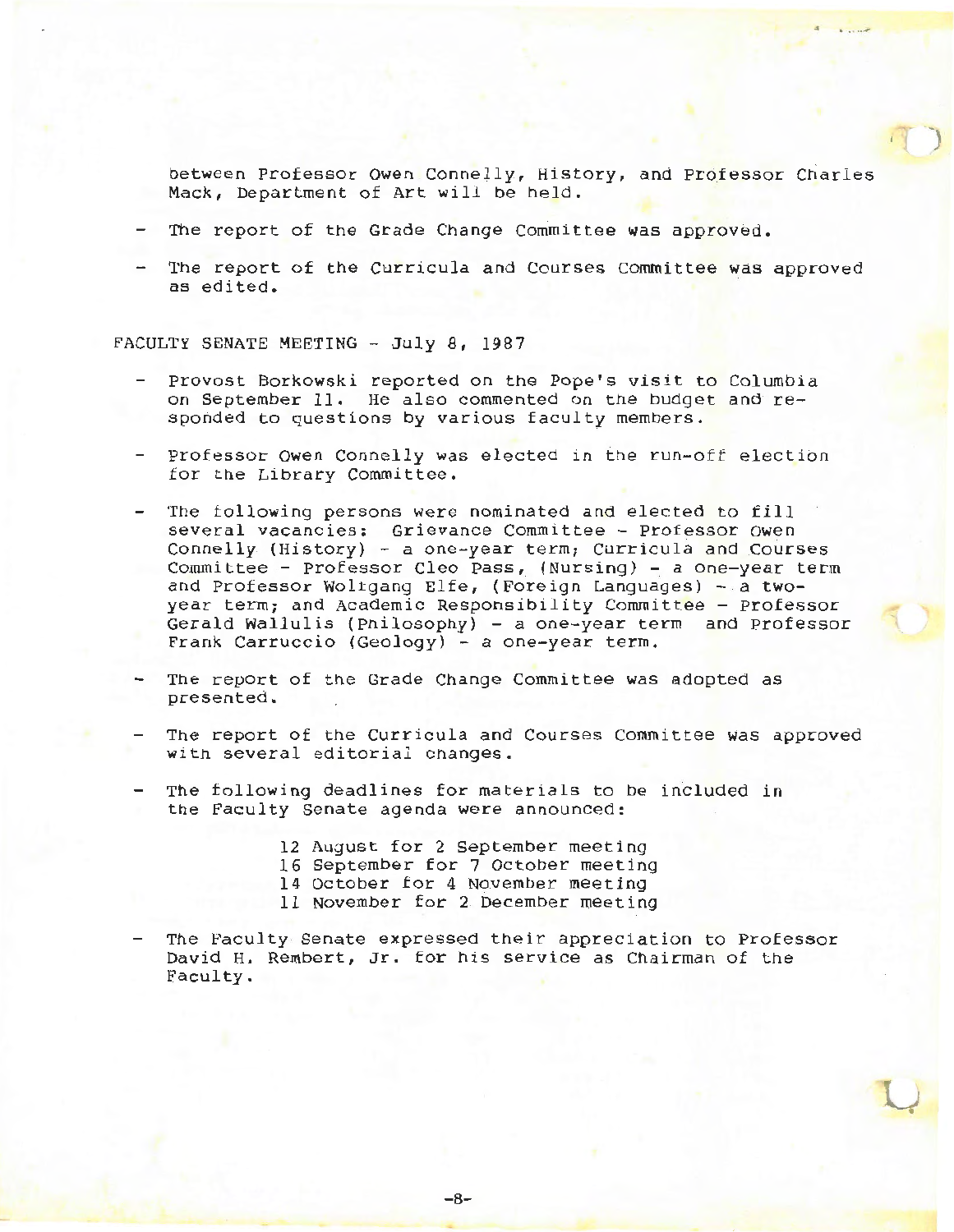between Professor Owen Connelly, History, and Professor Charles Mack, Department of Art will be held.

- The report of the Grade Change Committee was approved.
- The report of the Curricula and Courses Committee was approved as edited.

FACULTY SENATE MEETING - July 8, 1987

- Provost Borkowski reported on the Pope's visit to Columbia on September 11. He also commented on the budget and responded to questions by various faculty members.
- Professor Owen Connelly was elected in the run-off election for the Library Committee.
- The following persons were nominated and elected to fill several vacancies: Grievance Committee - Professor Owen Connelly (History) - a one-year term; Curricula and Courses Committee - Professor Cleo Pass, (Nursing) - a one-year term and Professor Wolfgang Elfe, (Foreign Languages) - a two-year term; and Academic Responsibility Committee - Professor Gerald Wallulis (Philosophy) - a one-year term and Professor Frank Carruccio (Geology) - a one-year term.
- The report of the Grade Change Committee was adopted as presented.
- The report of the Curricula and Courses Committee was approved with several editorial changes.
- The following deadlines for materials to be included in the Faculty Senate agenda were announced:

  12 August for 2 September meeting
  16 September for 7 October meeting
  14 October for 4 November meeting
  11 November for 2 December meeting

- The Faculty Senate expressed their appreciation to Professor David H. Rembert, Jr. for his service as Chairman of the Faculty.